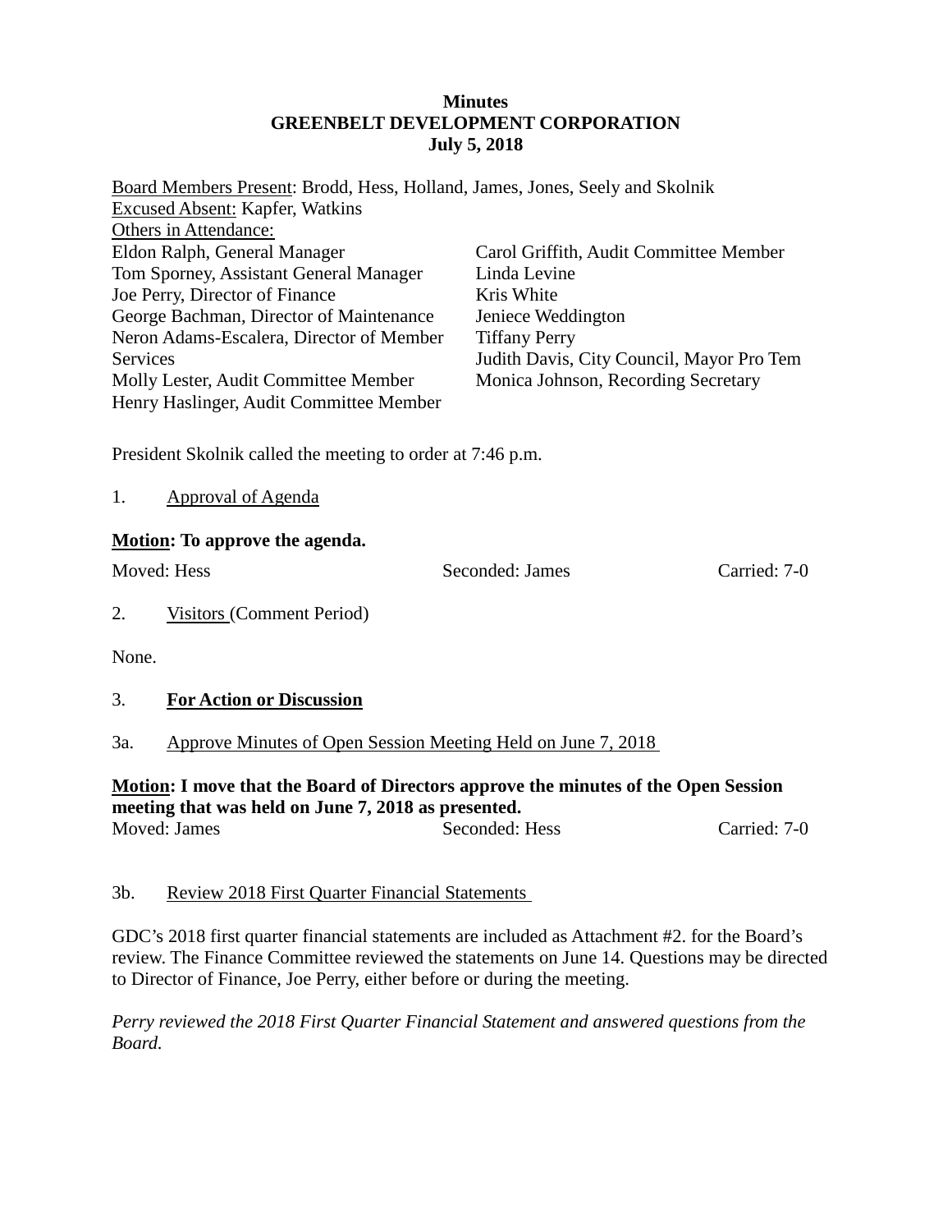**Minutes**
**GREENBELT DEVELOPMENT CORPORATION**
**July 5, 2018**

Board Members Present: Brodd, Hess, Holland, James, Jones, Seely and Skolnik
Excused Absent: Kapfer, Watkins
Others in Attendance:

Eldon Ralph, General Manager
Tom Sporney, Assistant General Manager
Joe Perry, Director of Finance
George Bachman, Director of Maintenance
Neron Adams-Escalera, Director of Member Services
Molly Lester, Audit Committee Member
Henry Haslinger, Audit Committee Member
Carol Griffith, Audit Committee Member
Linda Levine
Kris White
Jeniece Weddington
Tiffany Perry
Judith Davis, City Council, Mayor Pro Tem
Monica Johnson, Recording Secretary

President Skolnik called the meeting to order at 7:46 p.m.

1. Approval of Agenda

**Motion: To approve the agenda.**

Moved: Hess Seconded: James Carried: 7-0

2. Visitors (Comment Period)

None.

3. **For Action or Discussion**

3a. Approve Minutes of Open Session Meeting Held on June 7, 2018

**Motion: I move that the Board of Directors approve the minutes of the Open Session meeting that was held on June 7, 2018 as presented.**
Moved: James Seconded: Hess Carried: 7-0

3b. Review 2018 First Quarter Financial Statements

GDC's 2018 first quarter financial statements are included as Attachment #2. for the Board's review. The Finance Committee reviewed the statements on June 14. Questions may be directed to Director of Finance, Joe Perry, either before or during the meeting.

*Perry reviewed the 2018 First Quarter Financial Statement and answered questions from the Board.*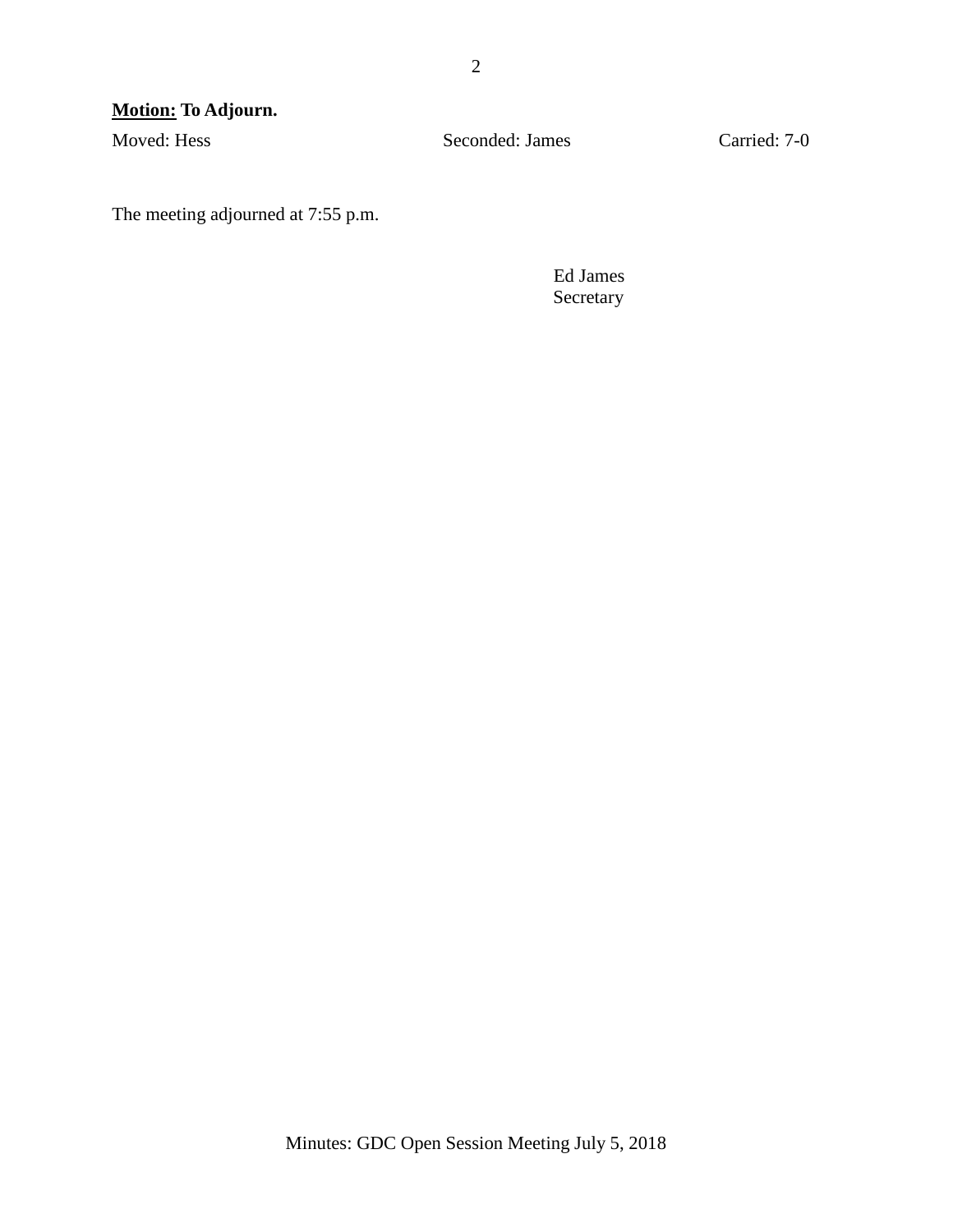**<u>Motion:</u> To Adjourn.**

Moved: Hess Seconded: James Carried: 7-0

The meeting adjourned at 7:55 p.m.

Ed James
Secretary